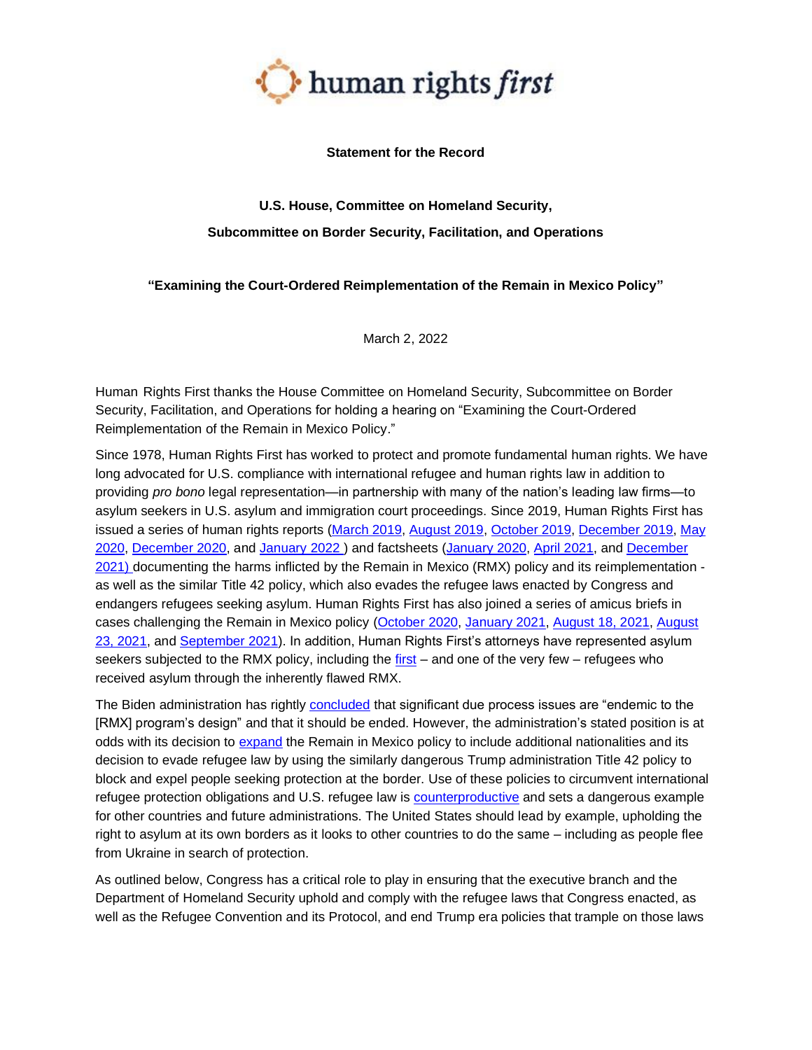human rights *first*

**Statement for the Record**

**U.S. House, Committee on Homeland Security,**

**Subcommittee on Border Security, Facilitation, and Operations**

**"Examining the Court-Ordered Reimplementation of the Remain in Mexico Policy"**

March 2, 2022

Human Rights First thanks the House Committee on Homeland Security, Subcommittee on Border Security, Facilitation, and Operations for holding a hearing on "Examining the Court-Ordered Reimplementation of the Remain in Mexico Policy."

Since 1978, Human Rights First has worked to protect and promote fundamental human rights. We have long advocated for U.S. compliance with international refugee and human rights law in addition to providing *pro bono* legal representation—in partnership with many of the nation's leading law firms—to asylum seekers in U.S. asylum and immigration court proceedings. Since 2019, Human Rights First has issued a series of human rights reports (March 2019, August 2019, October 2019, December 2019, May 2020, December 2020, and January 2022 ) and factsheets (January 2020, April 2021, and December 2021) documenting the harms inflicted by the Remain in Mexico (RMX) policy and its reimplementation - as well as the similar Title 42 policy, which also evades the refugee laws enacted by Congress and endangers refugees seeking asylum. Human Rights First has also joined a series of amicus briefs in cases challenging the Remain in Mexico policy (October 2020, January 2021, August 18, 2021, August 23, 2021, and September 2021). In addition, Human Rights First's attorneys have represented asylum seekers subjected to the RMX policy, including the first – and one of the very few – refugees who received asylum through the inherently flawed RMX.

The Biden administration has rightly concluded that significant due process issues are "endemic to the [RMX] program's design" and that it should be ended. However, the administration's stated position is at odds with its decision to expand the Remain in Mexico policy to include additional nationalities and its decision to evade refugee law by using the similarly dangerous Trump administration Title 42 policy to block and expel people seeking protection at the border. Use of these policies to circumvent international refugee protection obligations and U.S. refugee law is counterproductive and sets a dangerous example for other countries and future administrations. The United States should lead by example, upholding the right to asylum at its own borders as it looks to other countries to do the same – including as people flee from Ukraine in search of protection.

As outlined below, Congress has a critical role to play in ensuring that the executive branch and the Department of Homeland Security uphold and comply with the refugee laws that Congress enacted, as well as the Refugee Convention and its Protocol, and end Trump era policies that trample on those laws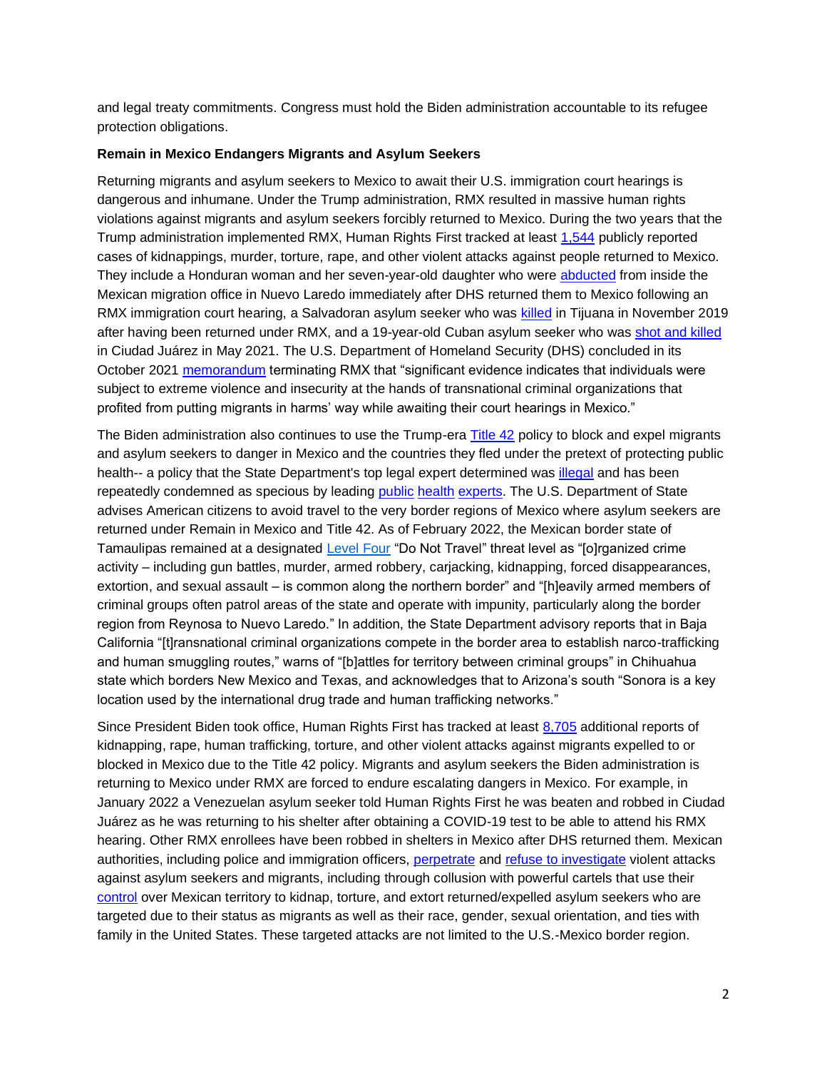and legal treaty commitments. Congress must hold the Biden administration accountable to its refugee protection obligations.

**Remain in Mexico Endangers Migrants and Asylum Seekers**

Returning migrants and asylum seekers to Mexico to await their U.S. immigration court hearings is dangerous and inhumane. Under the Trump administration, RMX resulted in massive human rights violations against migrants and asylum seekers forcibly returned to Mexico. During the two years that the Trump administration implemented RMX, Human Rights First tracked at least 1,544 publicly reported cases of kidnappings, murder, torture, rape, and other violent attacks against people returned to Mexico. They include a Honduran woman and her seven-year-old daughter who were abducted from inside the Mexican migration office in Nuevo Laredo immediately after DHS returned them to Mexico following an RMX immigration court hearing, a Salvadoran asylum seeker who was killed in Tijuana in November 2019 after having been returned under RMX, and a 19-year-old Cuban asylum seeker who was shot and killed in Ciudad Juárez in May 2021. The U.S. Department of Homeland Security (DHS) concluded in its October 2021 memorandum terminating RMX that "significant evidence indicates that individuals were subject to extreme violence and insecurity at the hands of transnational criminal organizations that profited from putting migrants in harms' way while awaiting their court hearings in Mexico."

The Biden administration also continues to use the Trump-era Title 42 policy to block and expel migrants and asylum seekers to danger in Mexico and the countries they fled under the pretext of protecting public health-- a policy that the State Department's top legal expert determined was illegal and has been repeatedly condemned as specious by leading public health experts. The U.S. Department of State advises American citizens to avoid travel to the very border regions of Mexico where asylum seekers are returned under Remain in Mexico and Title 42. As of February 2022, the Mexican border state of Tamaulipas remained at a designated Level Four "Do Not Travel" threat level as "[o]rganized crime activity – including gun battles, murder, armed robbery, carjacking, kidnapping, forced disappearances, extortion, and sexual assault – is common along the northern border" and "[h]eavily armed members of criminal groups often patrol areas of the state and operate with impunity, particularly along the border region from Reynosa to Nuevo Laredo." In addition, the State Department advisory reports that in Baja California "[t]ransnational criminal organizations compete in the border area to establish narco-trafficking and human smuggling routes," warns of "[b]attles for territory between criminal groups" in Chihuahua state which borders New Mexico and Texas, and acknowledges that to Arizona's south "Sonora is a key location used by the international drug trade and human trafficking networks."

Since President Biden took office, Human Rights First has tracked at least 8,705 additional reports of kidnapping, rape, human trafficking, torture, and other violent attacks against migrants expelled to or blocked in Mexico due to the Title 42 policy. Migrants and asylum seekers the Biden administration is returning to Mexico under RMX are forced to endure escalating dangers in Mexico. For example, in January 2022 a Venezuelan asylum seeker told Human Rights First he was beaten and robbed in Ciudad Juárez as he was returning to his shelter after obtaining a COVID-19 test to be able to attend his RMX hearing. Other RMX enrollees have been robbed in shelters in Mexico after DHS returned them. Mexican authorities, including police and immigration officers, perpetrate and refuse to investigate violent attacks against asylum seekers and migrants, including through collusion with powerful cartels that use their control over Mexican territory to kidnap, torture, and extort returned/expelled asylum seekers who are targeted due to their status as migrants as well as their race, gender, sexual orientation, and ties with family in the United States. These targeted attacks are not limited to the U.S.-Mexico border region.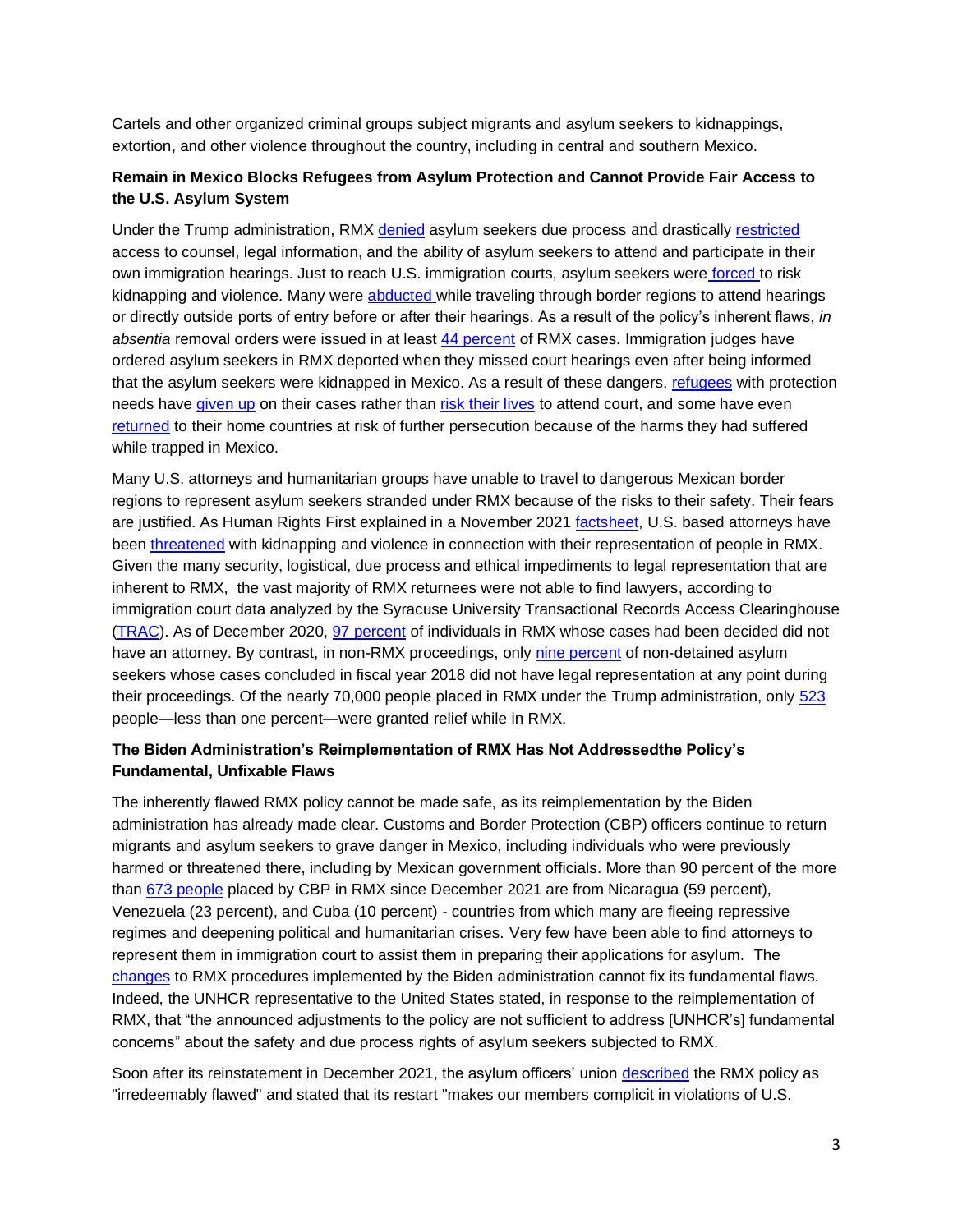Cartels and other organized criminal groups subject migrants and asylum seekers to kidnappings, extortion, and other violence throughout the country, including in central and southern Mexico.

**Remain in Mexico Blocks Refugees from Asylum Protection and Cannot Provide Fair Access to the U.S. Asylum System**

Under the Trump administration, RMX denied asylum seekers due process and drastically restricted access to counsel, legal information, and the ability of asylum seekers to attend and participate in their own immigration hearings. Just to reach U.S. immigration courts, asylum seekers were forced to risk kidnapping and violence. Many were abducted while traveling through border regions to attend hearings or directly outside ports of entry before or after their hearings. As a result of the policy's inherent flaws, *in absentia* removal orders were issued in at least 44 percent of RMX cases. Immigration judges have ordered asylum seekers in RMX deported when they missed court hearings even after being informed that the asylum seekers were kidnapped in Mexico. As a result of these dangers, refugees with protection needs have given up on their cases rather than risk their lives to attend court, and some have even returned to their home countries at risk of further persecution because of the harms they had suffered while trapped in Mexico.

Many U.S. attorneys and humanitarian groups have unable to travel to dangerous Mexican border regions to represent asylum seekers stranded under RMX because of the risks to their safety. Their fears are justified. As Human Rights First explained in a November 2021 factsheet, U.S. based attorneys have been threatened with kidnapping and violence in connection with their representation of people in RMX. Given the many security, logistical, due process and ethical impediments to legal representation that are inherent to RMX, the vast majority of RMX returnees were not able to find lawyers, according to immigration court data analyzed by the Syracuse University Transactional Records Access Clearinghouse (TRAC). As of December 2020, 97 percent of individuals in RMX whose cases had been decided did not have an attorney. By contrast, in non-RMX proceedings, only nine percent of non-detained asylum seekers whose cases concluded in fiscal year 2018 did not have legal representation at any point during their proceedings. Of the nearly 70,000 people placed in RMX under the Trump administration, only 523 people—less than one percent—were granted relief while in RMX.

**The Biden Administration's Reimplementation of RMX Has Not Addressedthe Policy's Fundamental, Unfixable Flaws**

The inherently flawed RMX policy cannot be made safe, as its reimplementation by the Biden administration has already made clear. Customs and Border Protection (CBP) officers continue to return migrants and asylum seekers to grave danger in Mexico, including individuals who were previously harmed or threatened there, including by Mexican government officials. More than 90 percent of the more than 673 people placed by CBP in RMX since December 2021 are from Nicaragua (59 percent), Venezuela (23 percent), and Cuba (10 percent) - countries from which many are fleeing repressive regimes and deepening political and humanitarian crises. Very few have been able to find attorneys to represent them in immigration court to assist them in preparing their applications for asylum. The changes to RMX procedures implemented by the Biden administration cannot fix its fundamental flaws. Indeed, the UNHCR representative to the United States stated, in response to the reimplementation of RMX, that "the announced adjustments to the policy are not sufficient to address [UNHCR's] fundamental concerns" about the safety and due process rights of asylum seekers subjected to RMX.

Soon after its reinstatement in December 2021, the asylum officers' union described the RMX policy as "irredeemably flawed" and stated that its restart "makes our members complicit in violations of U.S.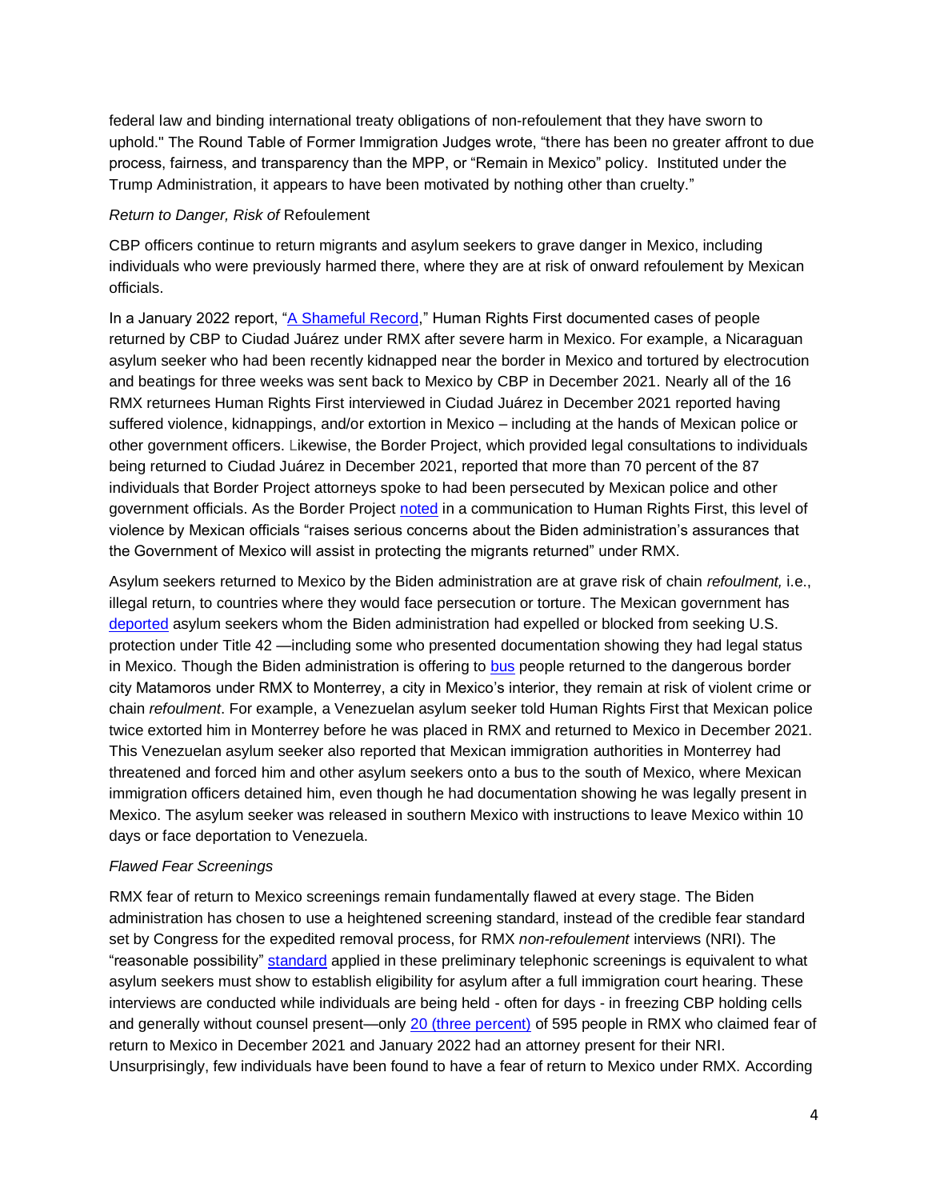federal law and binding international treaty obligations of non-refoulement that they have sworn to uphold." The Round Table of Former Immigration Judges wrote, "there has been no greater affront to due process, fairness, and transparency than the MPP, or "Remain in Mexico" policy. Instituted under the Trump Administration, it appears to have been motivated by nothing other than cruelty."

*Return to Danger, Risk of* Refoulement

CBP officers continue to return migrants and asylum seekers to grave danger in Mexico, including individuals who were previously harmed there, where they are at risk of onward refoulement by Mexican officials.

In a January 2022 report, "A Shameful Record," Human Rights First documented cases of people returned by CBP to Ciudad Juárez under RMX after severe harm in Mexico. For example, a Nicaraguan asylum seeker who had been recently kidnapped near the border in Mexico and tortured by electrocution and beatings for three weeks was sent back to Mexico by CBP in December 2021. Nearly all of the 16 RMX returnees Human Rights First interviewed in Ciudad Juárez in December 2021 reported having suffered violence, kidnappings, and/or extortion in Mexico – including at the hands of Mexican police or other government officers. Likewise, the Border Project, which provided legal consultations to individuals being returned to Ciudad Juárez in December 2021, reported that more than 70 percent of the 87 individuals that Border Project attorneys spoke to had been persecuted by Mexican police and other government officials. As the Border Project noted in a communication to Human Rights First, this level of violence by Mexican officials "raises serious concerns about the Biden administration's assurances that the Government of Mexico will assist in protecting the migrants returned" under RMX.

Asylum seekers returned to Mexico by the Biden administration are at grave risk of chain *refoulment,* i.e., illegal return, to countries where they would face persecution or torture. The Mexican government has deported asylum seekers whom the Biden administration had expelled or blocked from seeking U.S. protection under Title 42 —including some who presented documentation showing they had legal status in Mexico. Though the Biden administration is offering to bus people returned to the dangerous border city Matamoros under RMX to Monterrey, a city in Mexico's interior, they remain at risk of violent crime or chain *refoulment*. For example, a Venezuelan asylum seeker told Human Rights First that Mexican police twice extorted him in Monterrey before he was placed in RMX and returned to Mexico in December 2021. This Venezuelan asylum seeker also reported that Mexican immigration authorities in Monterrey had threatened and forced him and other asylum seekers onto a bus to the south of Mexico, where Mexican immigration officers detained him, even though he had documentation showing he was legally present in Mexico. The asylum seeker was released in southern Mexico with instructions to leave Mexico within 10 days or face deportation to Venezuela.

*Flawed Fear Screenings*

RMX fear of return to Mexico screenings remain fundamentally flawed at every stage. The Biden administration has chosen to use a heightened screening standard, instead of the credible fear standard set by Congress for the expedited removal process, for RMX *non-refoulement* interviews (NRI). The "reasonable possibility" standard applied in these preliminary telephonic screenings is equivalent to what asylum seekers must show to establish eligibility for asylum after a full immigration court hearing. These interviews are conducted while individuals are being held - often for days - in freezing CBP holding cells and generally without counsel present—only 20 (three percent) of 595 people in RMX who claimed fear of return to Mexico in December 2021 and January 2022 had an attorney present for their NRI. Unsurprisingly, few individuals have been found to have a fear of return to Mexico under RMX. According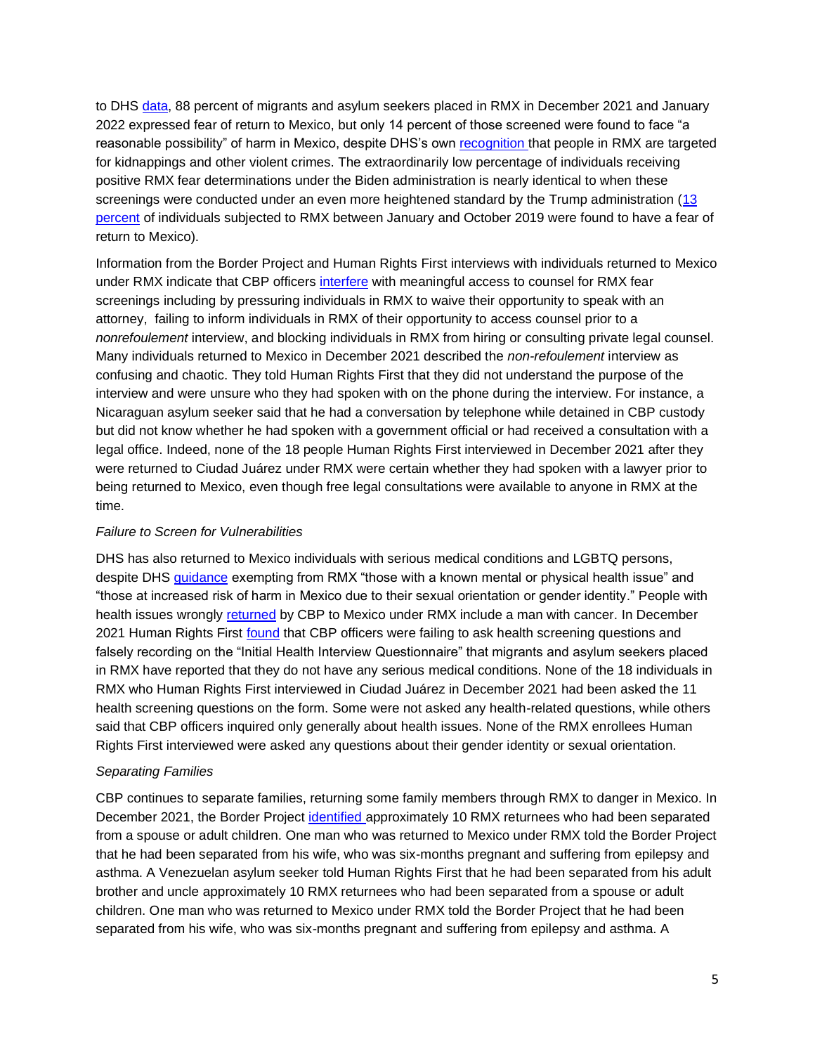to DHS data, 88 percent of migrants and asylum seekers placed in RMX in December 2021 and January 2022 expressed fear of return to Mexico, but only 14 percent of those screened were found to face "a reasonable possibility" of harm in Mexico, despite DHS's own recognition that people in RMX are targeted for kidnappings and other violent crimes. The extraordinarily low percentage of individuals receiving positive RMX fear determinations under the Biden administration is nearly identical to when these screenings were conducted under an even more heightened standard by the Trump administration (13 percent of individuals subjected to RMX between January and October 2019 were found to have a fear of return to Mexico).

Information from the Border Project and Human Rights First interviews with individuals returned to Mexico under RMX indicate that CBP officers interfere with meaningful access to counsel for RMX fear screenings including by pressuring individuals in RMX to waive their opportunity to speak with an attorney, failing to inform individuals in RMX of their opportunity to access counsel prior to a *nonrefoulement* interview, and blocking individuals in RMX from hiring or consulting private legal counsel. Many individuals returned to Mexico in December 2021 described the *non-refoulement* interview as confusing and chaotic. They told Human Rights First that they did not understand the purpose of the interview and were unsure who they had spoken with on the phone during the interview. For instance, a Nicaraguan asylum seeker said that he had a conversation by telephone while detained in CBP custody but did not know whether he had spoken with a government official or had received a consultation with a legal office. Indeed, none of the 18 people Human Rights First interviewed in December 2021 after they were returned to Ciudad Juárez under RMX were certain whether they had spoken with a lawyer prior to being returned to Mexico, even though free legal consultations were available to anyone in RMX at the time.

*Failure to Screen for Vulnerabilities*

DHS has also returned to Mexico individuals with serious medical conditions and LGBTQ persons, despite DHS guidance exempting from RMX "those with a known mental or physical health issue" and "those at increased risk of harm in Mexico due to their sexual orientation or gender identity." People with health issues wrongly returned by CBP to Mexico under RMX include a man with cancer. In December 2021 Human Rights First found that CBP officers were failing to ask health screening questions and falsely recording on the "Initial Health Interview Questionnaire" that migrants and asylum seekers placed in RMX have reported that they do not have any serious medical conditions. None of the 18 individuals in RMX who Human Rights First interviewed in Ciudad Juárez in December 2021 had been asked the 11 health screening questions on the form. Some were not asked any health-related questions, while others said that CBP officers inquired only generally about health issues. None of the RMX enrollees Human Rights First interviewed were asked any questions about their gender identity or sexual orientation.

*Separating Families*

CBP continues to separate families, returning some family members through RMX to danger in Mexico. In December 2021, the Border Project identified approximately 10 RMX returnees who had been separated from a spouse or adult children. One man who was returned to Mexico under RMX told the Border Project that he had been separated from his wife, who was six-months pregnant and suffering from epilepsy and asthma. A Venezuelan asylum seeker told Human Rights First that he had been separated from his adult brother and uncle approximately 10 RMX returnees who had been separated from a spouse or adult children. One man who was returned to Mexico under RMX told the Border Project that he had been separated from his wife, who was six-months pregnant and suffering from epilepsy and asthma. A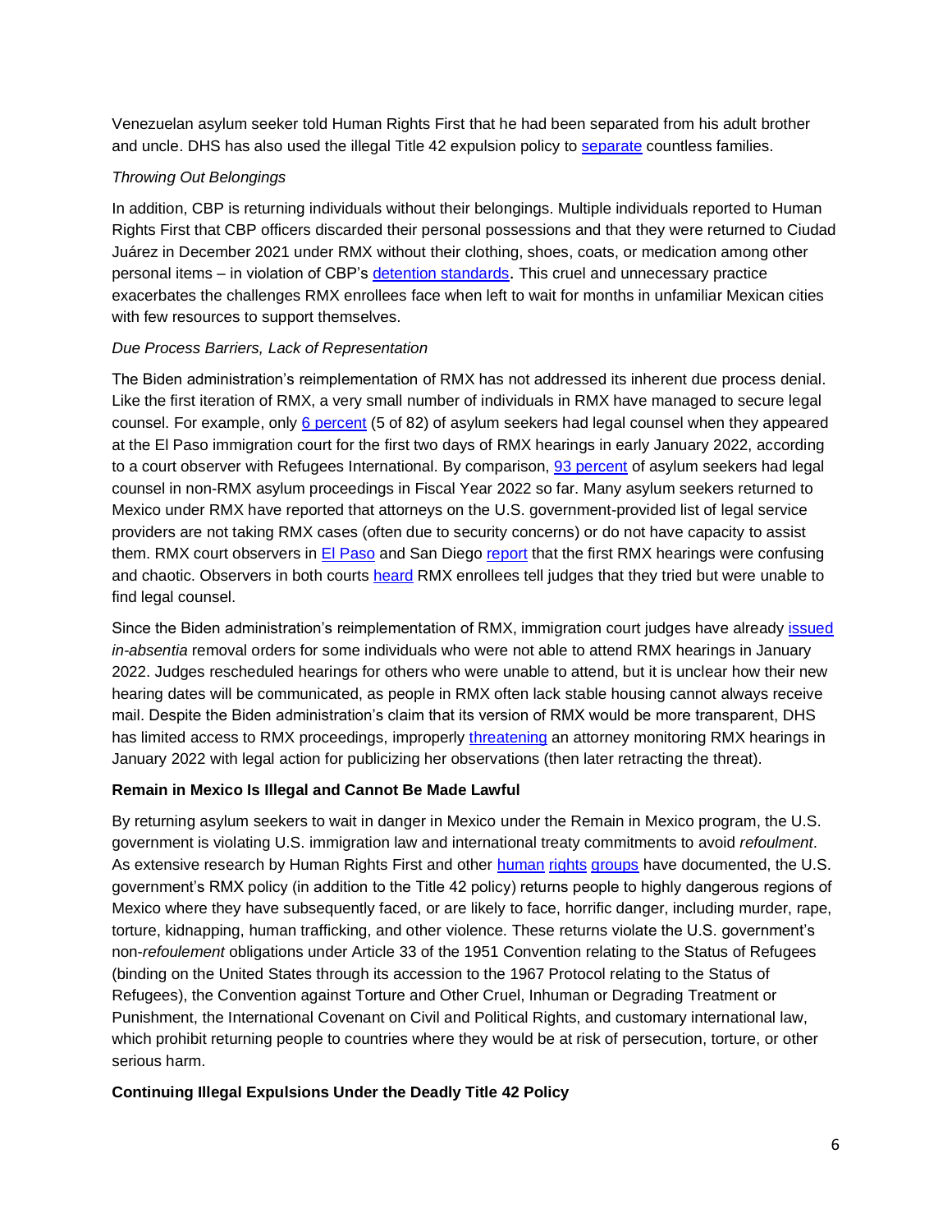Venezuelan asylum seeker told Human Rights First that he had been separated from his adult brother and uncle. DHS has also used the illegal Title 42 expulsion policy to separate countless families.

*Throwing Out Belongings*

In addition, CBP is returning individuals without their belongings. Multiple individuals reported to Human Rights First that CBP officers discarded their personal possessions and that they were returned to Ciudad Juárez in December 2021 under RMX without their clothing, shoes, coats, or medication among other personal items – in violation of CBP's detention standards. This cruel and unnecessary practice exacerbates the challenges RMX enrollees face when left to wait for months in unfamiliar Mexican cities with few resources to support themselves.

*Due Process Barriers, Lack of Representation*

The Biden administration's reimplementation of RMX has not addressed its inherent due process denial. Like the first iteration of RMX, a very small number of individuals in RMX have managed to secure legal counsel. For example, only 6 percent (5 of 82) of asylum seekers had legal counsel when they appeared at the El Paso immigration court for the first two days of RMX hearings in early January 2022, according to a court observer with Refugees International. By comparison, 93 percent of asylum seekers had legal counsel in non-RMX asylum proceedings in Fiscal Year 2022 so far. Many asylum seekers returned to Mexico under RMX have reported that attorneys on the U.S. government-provided list of legal service providers are not taking RMX cases (often due to security concerns) or do not have capacity to assist them. RMX court observers in El Paso and San Diego report that the first RMX hearings were confusing and chaotic. Observers in both courts heard RMX enrollees tell judges that they tried but were unable to find legal counsel.

Since the Biden administration's reimplementation of RMX, immigration court judges have already issued *in-absentia* removal orders for some individuals who were not able to attend RMX hearings in January 2022. Judges rescheduled hearings for others who were unable to attend, but it is unclear how their new hearing dates will be communicated, as people in RMX often lack stable housing cannot always receive mail. Despite the Biden administration's claim that its version of RMX would be more transparent, DHS has limited access to RMX proceedings, improperly threatening an attorney monitoring RMX hearings in January 2022 with legal action for publicizing her observations (then later retracting the threat).

**Remain in Mexico Is Illegal and Cannot Be Made Lawful**

By returning asylum seekers to wait in danger in Mexico under the Remain in Mexico program, the U.S. government is violating U.S. immigration law and international treaty commitments to avoid *refoulment*. As extensive research by Human Rights First and other human rights groups have documented, the U.S. government's RMX policy (in addition to the Title 42 policy) returns people to highly dangerous regions of Mexico where they have subsequently faced, or are likely to face, horrific danger, including murder, rape, torture, kidnapping, human trafficking, and other violence. These returns violate the U.S. government's non-*refoulement* obligations under Article 33 of the 1951 Convention relating to the Status of Refugees (binding on the United States through its accession to the 1967 Protocol relating to the Status of Refugees), the Convention against Torture and Other Cruel, Inhuman or Degrading Treatment or Punishment, the International Covenant on Civil and Political Rights, and customary international law, which prohibit returning people to countries where they would be at risk of persecution, torture, or other serious harm.

**Continuing Illegal Expulsions Under the Deadly Title 42 Policy**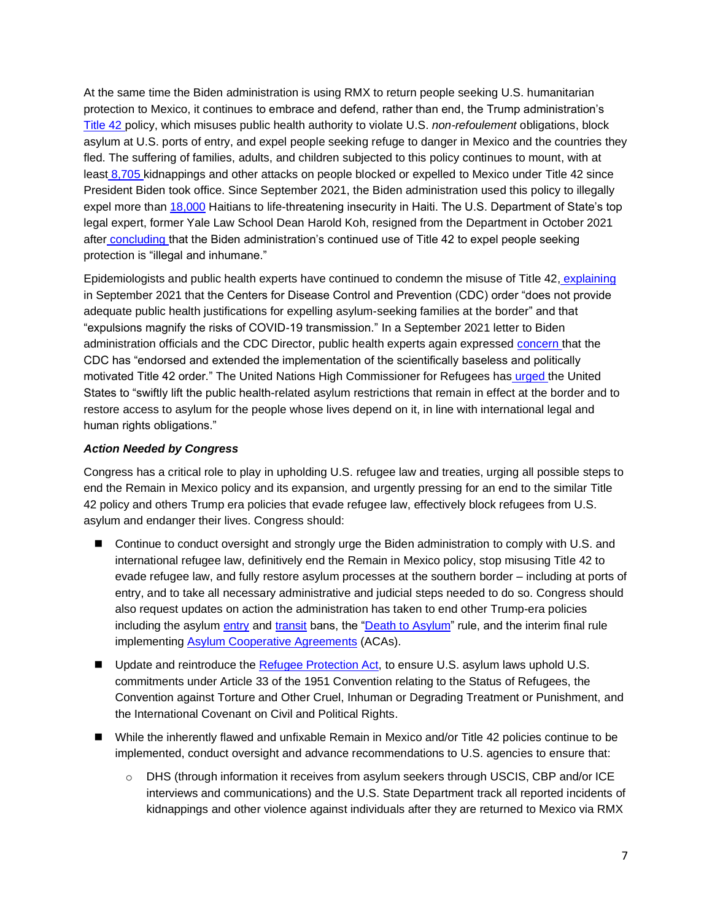At the same time the Biden administration is using RMX to return people seeking U.S. humanitarian protection to Mexico, it continues to embrace and defend, rather than end, the Trump administration's Title 42 policy, which misuses public health authority to violate U.S. *non-refoulement* obligations, block asylum at U.S. ports of entry, and expel people seeking refuge to danger in Mexico and the countries they fled. The suffering of families, adults, and children subjected to this policy continues to mount, with at least 8,705 kidnappings and other attacks on people blocked or expelled to Mexico under Title 42 since President Biden took office. Since September 2021, the Biden administration used this policy to illegally expel more than 18,000 Haitians to life-threatening insecurity in Haiti. The U.S. Department of State's top legal expert, former Yale Law School Dean Harold Koh, resigned from the Department in October 2021 after concluding that the Biden administration's continued use of Title 42 to expel people seeking protection is "illegal and inhumane."

Epidemiologists and public health experts have continued to condemn the misuse of Title 42, explaining in September 2021 that the Centers for Disease Control and Prevention (CDC) order "does not provide adequate public health justifications for expelling asylum-seeking families at the border" and that "expulsions magnify the risks of COVID-19 transmission." In a September 2021 letter to Biden administration officials and the CDC Director, public health experts again expressed concern that the CDC has "endorsed and extended the implementation of the scientifically baseless and politically motivated Title 42 order." The United Nations High Commissioner for Refugees has urged the United States to "swiftly lift the public health-related asylum restrictions that remain in effect at the border and to restore access to asylum for the people whose lives depend on it, in line with international legal and human rights obligations."

***Action Needed by Congress***

Congress has a critical role to play in upholding U.S. refugee law and treaties, urging all possible steps to end the Remain in Mexico policy and its expansion, and urgently pressing for an end to the similar Title 42 policy and others Trump era policies that evade refugee law, effectively block refugees from U.S. asylum and endanger their lives. Congress should:

- Continue to conduct oversight and strongly urge the Biden administration to comply with U.S. and international refugee law, definitively end the Remain in Mexico policy, stop misusing Title 42 to evade refugee law, and fully restore asylum processes at the southern border – including at ports of entry, and to take all necessary administrative and judicial steps needed to do so. Congress should also request updates on action the administration has taken to end other Trump-era policies including the asylum entry and transit bans, the "Death to Asylum" rule, and the interim final rule implementing Asylum Cooperative Agreements (ACAs).
- Update and reintroduce the Refugee Protection Act, to ensure U.S. asylum laws uphold U.S. commitments under Article 33 of the 1951 Convention relating to the Status of Refugees, the Convention against Torture and Other Cruel, Inhuman or Degrading Treatment or Punishment, and the International Covenant on Civil and Political Rights.
- While the inherently flawed and unfixable Remain in Mexico and/or Title 42 policies continue to be implemented, conduct oversight and advance recommendations to U.S. agencies to ensure that:
    - DHS (through information it receives from asylum seekers through USCIS, CBP and/or ICE interviews and communications) and the U.S. State Department track all reported incidents of kidnappings and other violence against individuals after they are returned to Mexico via RMX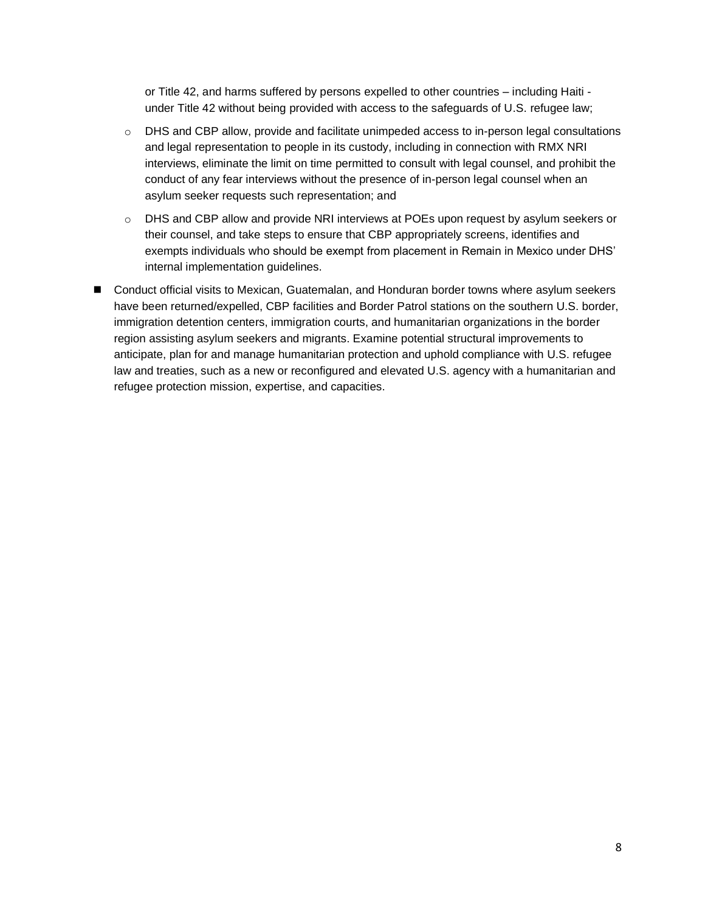or Title 42, and harms suffered by persons expelled to other countries – including Haiti - under Title 42 without being provided with access to the safeguards of U.S. refugee law;

  - DHS and CBP allow, provide and facilitate unimpeded access to in-person legal consultations and legal representation to people in its custody, including in connection with RMX NRI interviews, eliminate the limit on time permitted to consult with legal counsel, and prohibit the conduct of any fear interviews without the presence of in-person legal counsel when an asylum seeker requests such representation; and
  - DHS and CBP allow and provide NRI interviews at POEs upon request by asylum seekers or their counsel, and take steps to ensure that CBP appropriately screens, identifies and exempts individuals who should be exempt from placement in Remain in Mexico under DHS' internal implementation guidelines.

- Conduct official visits to Mexican, Guatemalan, and Honduran border towns where asylum seekers have been returned/expelled, CBP facilities and Border Patrol stations on the southern U.S. border, immigration detention centers, immigration courts, and humanitarian organizations in the border region assisting asylum seekers and migrants. Examine potential structural improvements to anticipate, plan for and manage humanitarian protection and uphold compliance with U.S. refugee law and treaties, such as a new or reconfigured and elevated U.S. agency with a humanitarian and refugee protection mission, expertise, and capacities.